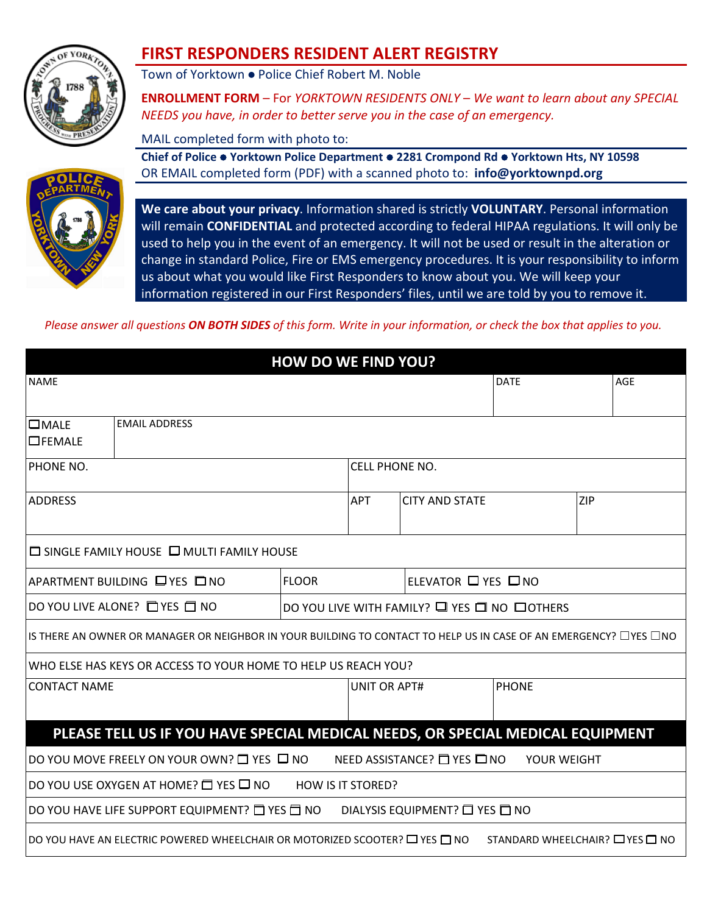# FIRST RESPONDERS RESIDENT ALERT REGISTRY

Town of Yorktown ● Police Chief Robert M. Noble

**ENROLLMENT FORM** – For *YORKTOWN RESIDENTS ONLY – We want to learn about any SPECIAL NEEDS you have, in order to better serve you in the case of an emergency.*

MAIL completed form with photo to:

**Chief of Police ● Yorktown Police Department ● 2281 Crompond Rd ● Yorktown Hts, NY 10598**

OR EMAIL completed form (PDF) with a scanned photo to: **info@yorktownpd.org**

**We care about your privacy**. Information shared is strictly **VOLUNTARY**. Personal information will remain **CONFIDENTIAL** and protected according to federal HIPAA regulations. It will only be used to help you in the event of an emergency. It will not be used or result in the alteration or change in standard Police, Fire or EMS emergency procedures. It is your responsibility to inform us about what you would like First Responders to know about you. We will keep your information registered in our First Responders' files, until we are told by you to remove it.

*Please answer all questions **ON BOTH SIDES** of this form. Write in your information, or check the box that applies to you.*

## HOW DO WE FIND YOU?

| NAME | | DATE | AGE |
|---|---|---|---|
| ☐ MALE ☐ FEMALE | EMAIL ADDRESS | | |

| PHONE NO. | CELL PHONE NO. |
|---|---|

| ADDRESS | APT | CITY AND STATE | ZIP |
|---|---|---|---|

☐ SINGLE FAMILY HOUSE ☐ MULTI FAMILY HOUSE

| APARTMENT BUILDING ☐ YES ☐ NO | FLOOR | ELEVATOR ☐ YES ☐ NO |
|---|---|---|

| DO YOU LIVE ALONE? ☐ YES ☐ NO | DO YOU LIVE WITH FAMILY? ☐ YES ☐ NO ☐ OTHERS |
|---|---|

IS THERE AN OWNER OR MANAGER OR NEIGHBOR IN YOUR BUILDING TO CONTACT TO HELP US IN CASE OF AN EMERGENCY? ☐ YES ☐ NO

WHO ELSE HAS KEYS OR ACCESS TO YOUR HOME TO HELP US REACH YOU?

| CONTACT NAME | UNIT OR APT# | PHONE |
|---|---|---|

## PLEASE TELL US IF YOU HAVE SPECIAL MEDICAL NEEDS, OR SPECIAL MEDICAL EQUIPMENT

DO YOU MOVE FREELY ON YOUR OWN? ☐ YES ☐ NO   NEED ASSISTANCE? ☐ YES ☐ NO   YOUR WEIGHT

DO YOU USE OXYGEN AT HOME? ☐ YES ☐ NO   HOW IS IT STORED?

DO YOU HAVE LIFE SUPPORT EQUIPMENT? ☐ YES ☐ NO   DIALYSIS EQUIPMENT? ☐ YES ☐ NO

DO YOU HAVE AN ELECTRIC POWERED WHEELCHAIR OR MOTORIZED SCOOTER? ☐ YES ☐ NO   STANDARD WHEELCHAIR? ☐ YES ☐ NO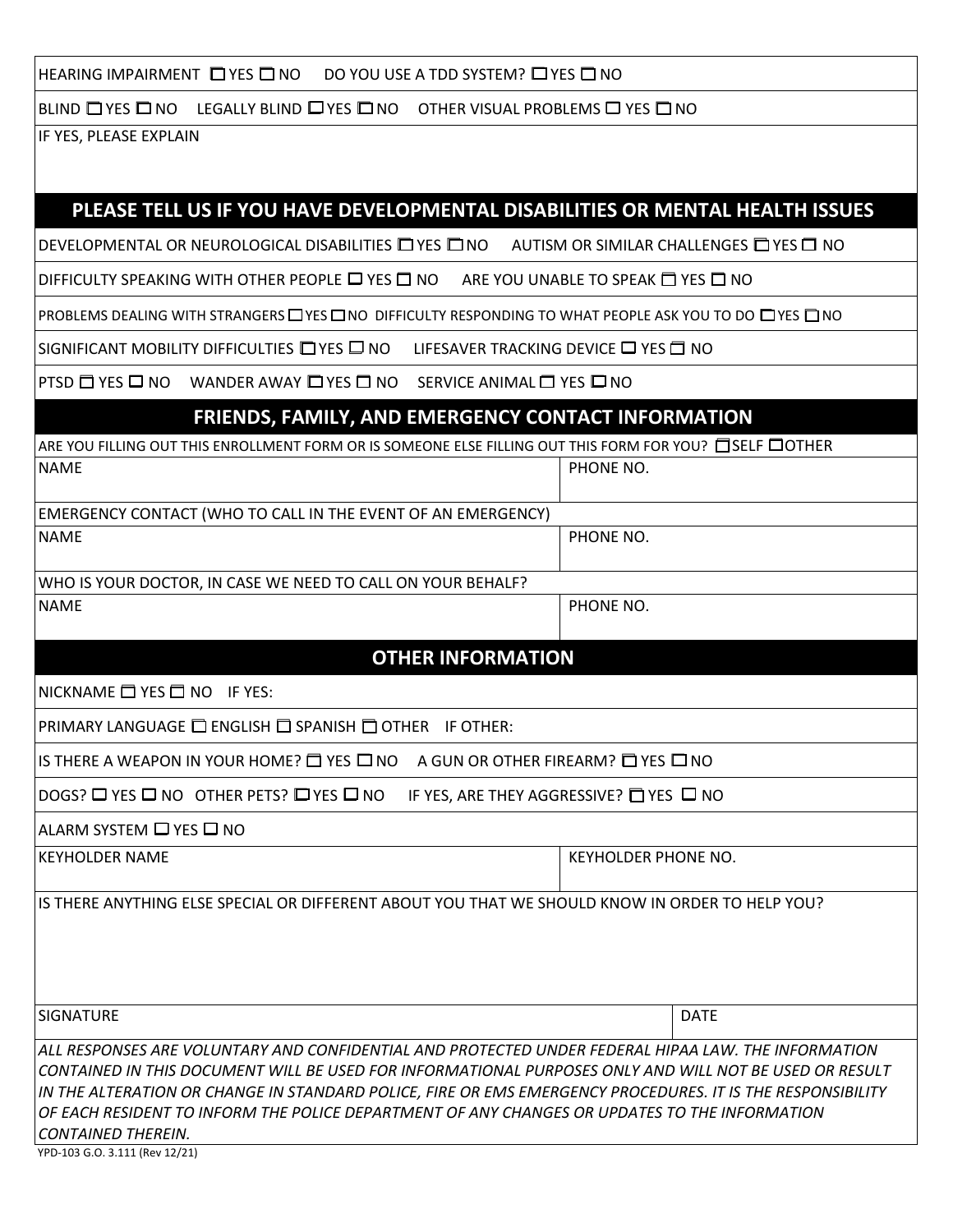HEARING IMPAIRMENT ☐ YES ☐ NO DO YOU USE A TDD SYSTEM? ☐ YES ☐ NO

BLIND ☐ YES ☐ NO LEGALLY BLIND ☐ YES ☐ NO OTHER VISUAL PROBLEMS ☐ YES ☐ NO

IF YES, PLEASE EXPLAIN

## PLEASE TELL US IF YOU HAVE DEVELOPMENTAL DISABILITIES OR MENTAL HEALTH ISSUES

DEVELOPMENTAL OR NEUROLOGICAL DISABILITIES ☐ YES ☐ NO AUTISM OR SIMILAR CHALLENGES ☐ YES ☐ NO

DIFFICULTY SPEAKING WITH OTHER PEOPLE ☐ YES ☐ NO ARE YOU UNABLE TO SPEAK ☐ YES ☐ NO

PROBLEMS DEALING WITH STRANGERS ☐ YES ☐ NO DIFFICULTY RESPONDING TO WHAT PEOPLE ASK YOU TO DO ☐ YES ☐ NO

SIGNIFICANT MOBILITY DIFFICULTIES ☐ YES ☐ NO LIFESAVER TRACKING DEVICE ☐ YES ☐ NO

PTSD ☐ YES ☐ NO WANDER AWAY ☐ YES ☐ NO SERVICE ANIMAL ☐ YES ☐ NO

## FRIENDS, FAMILY, AND EMERGENCY CONTACT INFORMATION

ARE YOU FILLING OUT THIS ENROLLMENT FORM OR IS SOMEONE ELSE FILLING OUT THIS FORM FOR YOU? ☐ SELF ☐ OTHER

| NAME | PHONE NO. |
|---|---|

EMERGENCY CONTACT (WHO TO CALL IN THE EVENT OF AN EMERGENCY)

| NAME | PHONE NO. |
|---|---|

WHO IS YOUR DOCTOR, IN CASE WE NEED TO CALL ON YOUR BEHALF?

| NAME | PHONE NO. |
|---|---|

## OTHER INFORMATION

NICKNAME ☐ YES ☐ NO IF YES:

PRIMARY LANGUAGE ☐ ENGLISH ☐ SPANISH ☐ OTHER IF OTHER:

IS THERE A WEAPON IN YOUR HOME? ☐ YES ☐ NO A GUN OR OTHER FIREARM? ☐ YES ☐ NO

DOGS? ☐ YES ☐ NO OTHER PETS? ☐ YES ☐ NO IF YES, ARE THEY AGGRESSIVE? ☐ YES ☐ NO

ALARM SYSTEM ☐ YES ☐ NO

| KEYHOLDER NAME | KEYHOLDER PHONE NO. |
|---|---|

IS THERE ANYTHING ELSE SPECIAL OR DIFFERENT ABOUT YOU THAT WE SHOULD KNOW IN ORDER TO HELP YOU?

| SIGNATURE | DATE |
|---|---|

*ALL RESPONSES ARE VOLUNTARY AND CONFIDENTIAL AND PROTECTED UNDER FEDERAL HIPAA LAW. THE INFORMATION CONTAINED IN THIS DOCUMENT WILL BE USED FOR INFORMATIONAL PURPOSES ONLY AND WILL NOT BE USED OR RESULT IN THE ALTERATION OR CHANGE IN STANDARD POLICE, FIRE OR EMS EMERGENCY PROCEDURES. IT IS THE RESPONSIBILITY OF EACH RESIDENT TO INFORM THE POLICE DEPARTMENT OF ANY CHANGES OR UPDATES TO THE INFORMATION CONTAINED THEREIN.*

YPD-103 G.O. 3.111 (Rev 12/21)